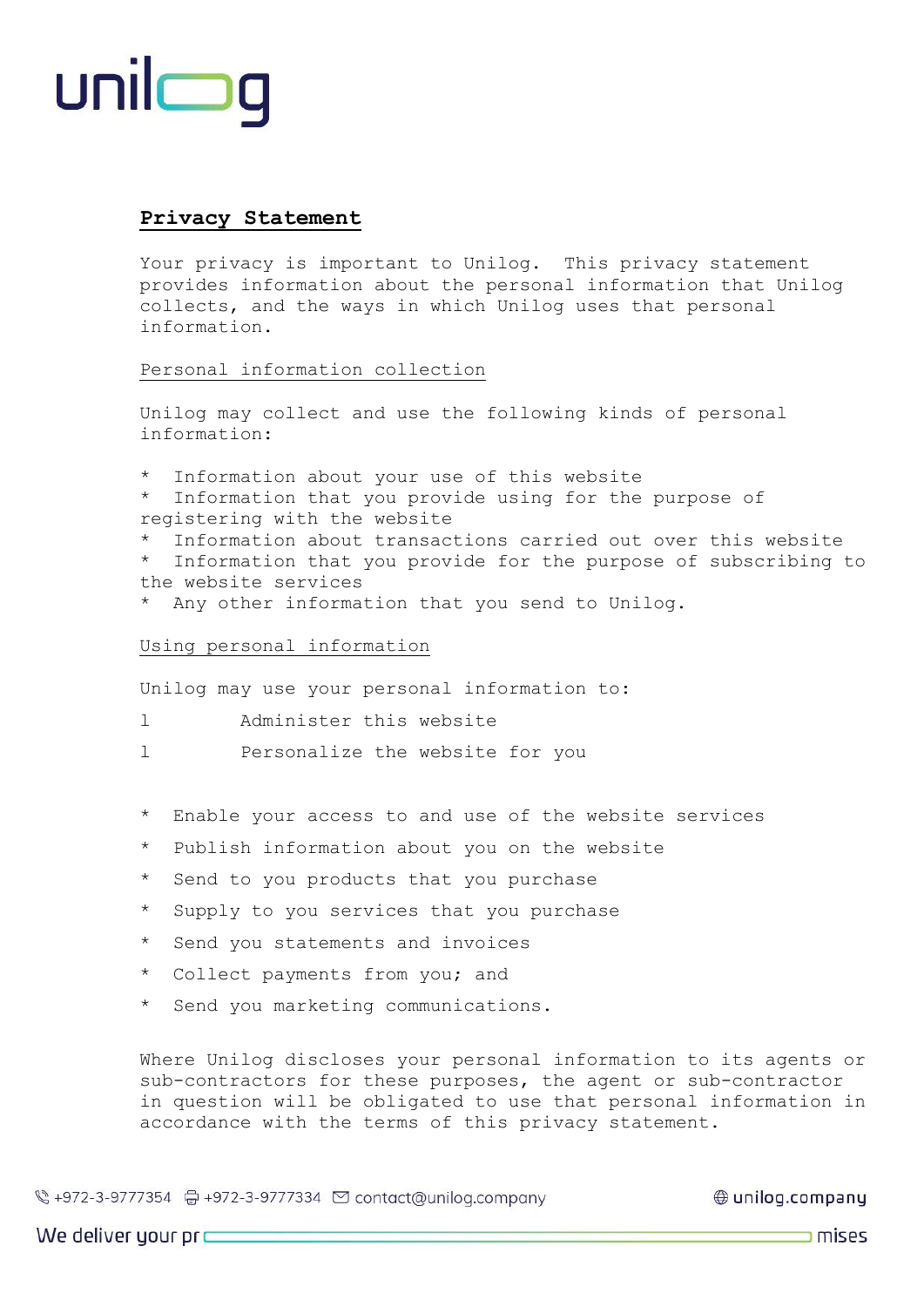# Privacy Statement

Your privacy is important to Unilog. This privacy statement provides information about the personal information that Unilog collects, and the ways in which Unilog uses that personal information.

## Personal information collection

Unilog may collect and use the following kinds of personal information:

* Information about your use of this website
* Information that you provide using for the purpose of registering with the website
* Information about transactions carried out over this website
* Information that you provide for the purpose of subscribing to the website services
* Any other information that you send to Unilog.

## Using personal information

Unilog may use your personal information to:

l Administer this website

l Personalize the website for you

* Enable your access to and use of the website services
* Publish information about you on the website
* Send to you products that you purchase
* Supply to you services that you purchase
* Send you statements and invoices
* Collect payments from you; and
* Send you marketing communications.

Where Unilog discloses your personal information to its agents or sub-contractors for these purposes, the agent or sub-contractor in question will be obligated to use that personal information in accordance with the terms of this privacy statement.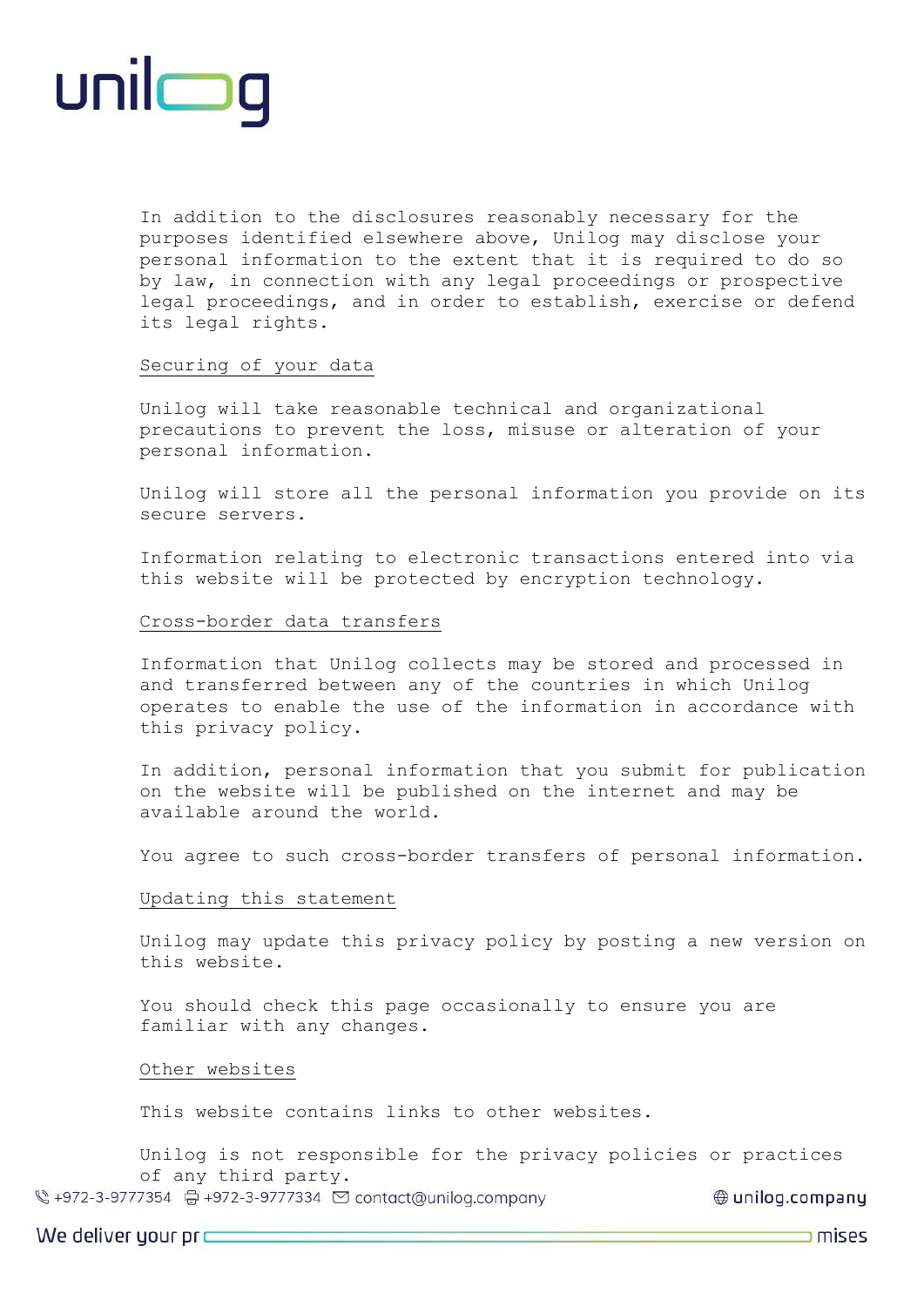In addition to the disclosures reasonably necessary for the purposes identified elsewhere above, Unilog may disclose your personal information to the extent that it is required to do so by law, in connection with any legal proceedings or prospective legal proceedings, and in order to establish, exercise or defend its legal rights.

## Securing of your data

Unilog will take reasonable technical and organizational precautions to prevent the loss, misuse or alteration of your personal information.

Unilog will store all the personal information you provide on its secure servers.

Information relating to electronic transactions entered into via this website will be protected by encryption technology.

## Cross-border data transfers

Information that Unilog collects may be stored and processed in and transferred between any of the countries in which Unilog operates to enable the use of the information in accordance with this privacy policy.

In addition, personal information that you submit for publication on the website will be published on the internet and may be available around the world.

You agree to such cross-border transfers of personal information.

## Updating this statement

Unilog may update this privacy policy by posting a new version on this website.

You should check this page occasionally to ensure you are familiar with any changes.

## Other websites

This website contains links to other websites.

Unilog is not responsible for the privacy policies or practices of any third party.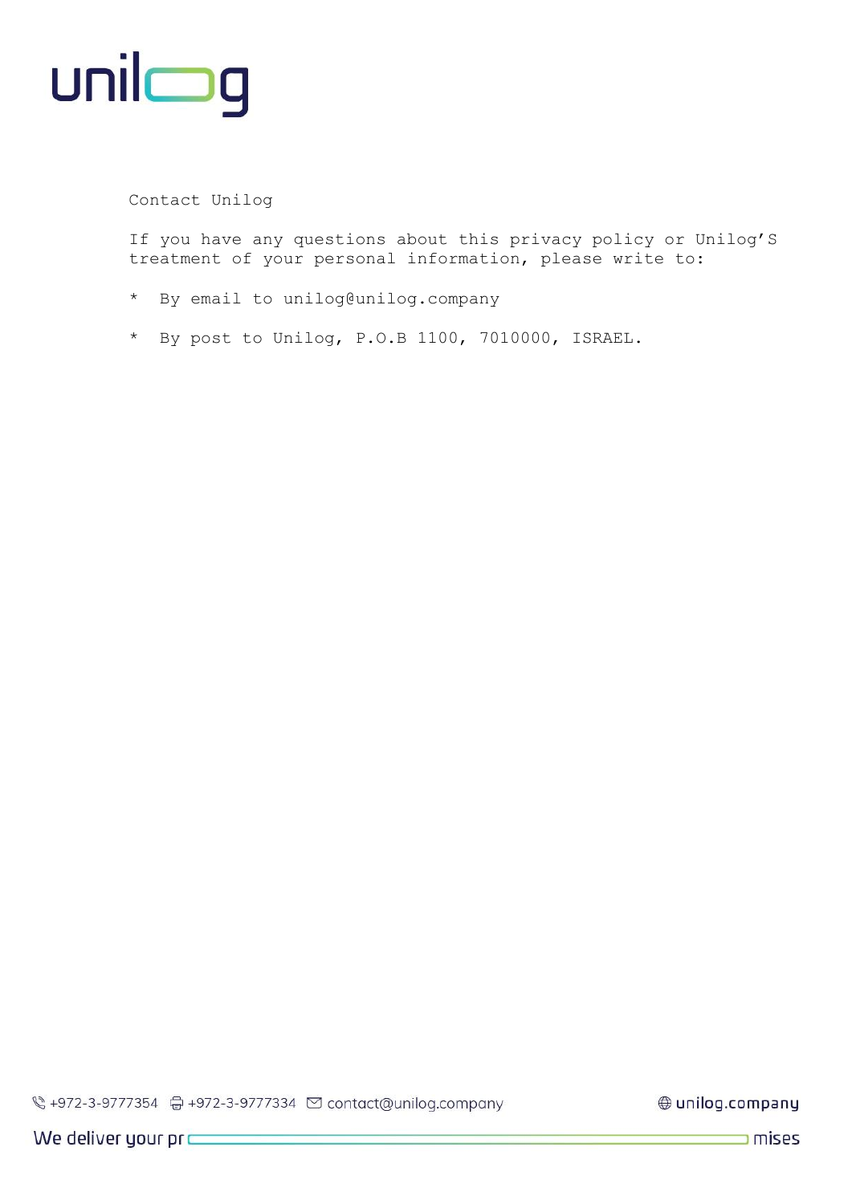Contact Unilog

If you have any questions about this privacy policy or Unilog’S treatment of your personal information, please write to:

* By email to unilog@unilog.company

* By post to Unilog, P.O.B 1100, 7010000, ISRAEL.